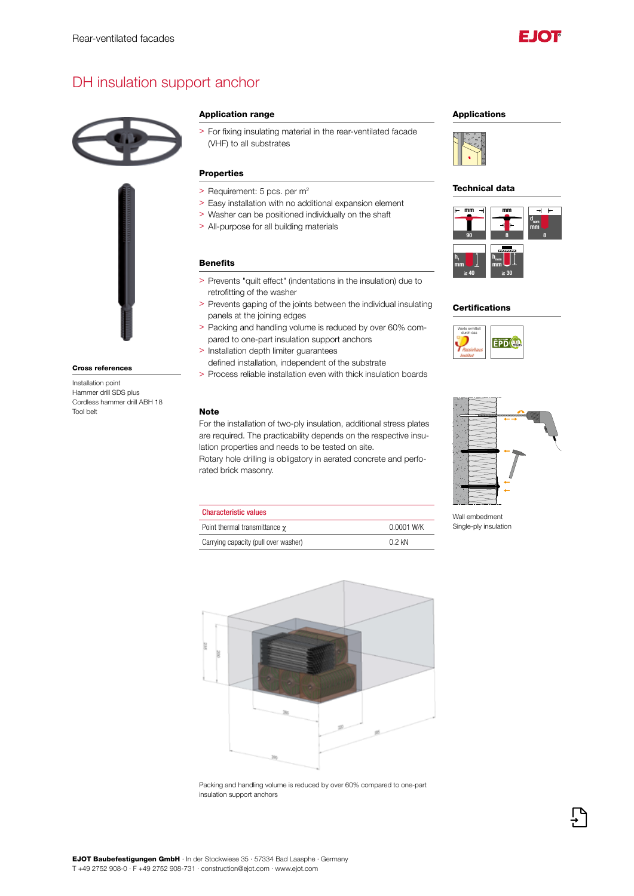# DH insulation support anchor

## Application range

- For fixing insulating material in the rear-ventilated facade (VHF) to all substrates

## Properties

- Requirement: 5 pcs. per m²
- Easy installation with no additional expansion element
- Washer can be positioned individually on the shaft
- All-purpose for all building materials

## Benefits

- Prevents "quilt effect" (indentations in the insulation) due to retrofitting of the washer
- Prevents gaping of the joints between the individual insulating panels at the joining edges
- Packing and handling volume is reduced by over 60% compared to one-part insulation support anchors
- Installation depth limiter guarantees defined installation, independent of the substrate
- Process reliable installation even with thick insulation boards

## Note

For the installation of two-ply insulation, additional stress plates are required. The practicability depends on the respective insulation properties and needs to be tested on site.
Rotary hole drilling is obligatory in aerated concrete and perforated brick masonry.

| Characteristic values | |
|---|---|
| Point thermal transmittance $\chi$ | 0.0001 W/K |
| Carrying capacity (pull over washer) | 0.2 kN |

Packing and handling volume is reduced by over 60% compared to one-part insulation support anchors

### Cross references

Installation point
Hammer drill SDS plus
Cordless hammer drill ABH 18
Tool belt

## Applications

## Technical data

| mm | mm | $d_{nom}$ mm |
|---|---|---|
| 90 | 8 | 8 |

| $h_1$ mm | $h_{nom}$ mm |
|---|---|
| ≥ 40 | ≥ 30 |

## Certifications

Werte ermittelt durch das Passivhaus Institut

EPD

Wall embedment
Single-ply insulation

**EJOT Baubefestigungen GmbH** · In der Stockwiese 35 · 57334 Bad Laasphe · Germany
T +49 2752 908-0 · F +49 2752 908-731 · construction@ejot.com · www.ejot.com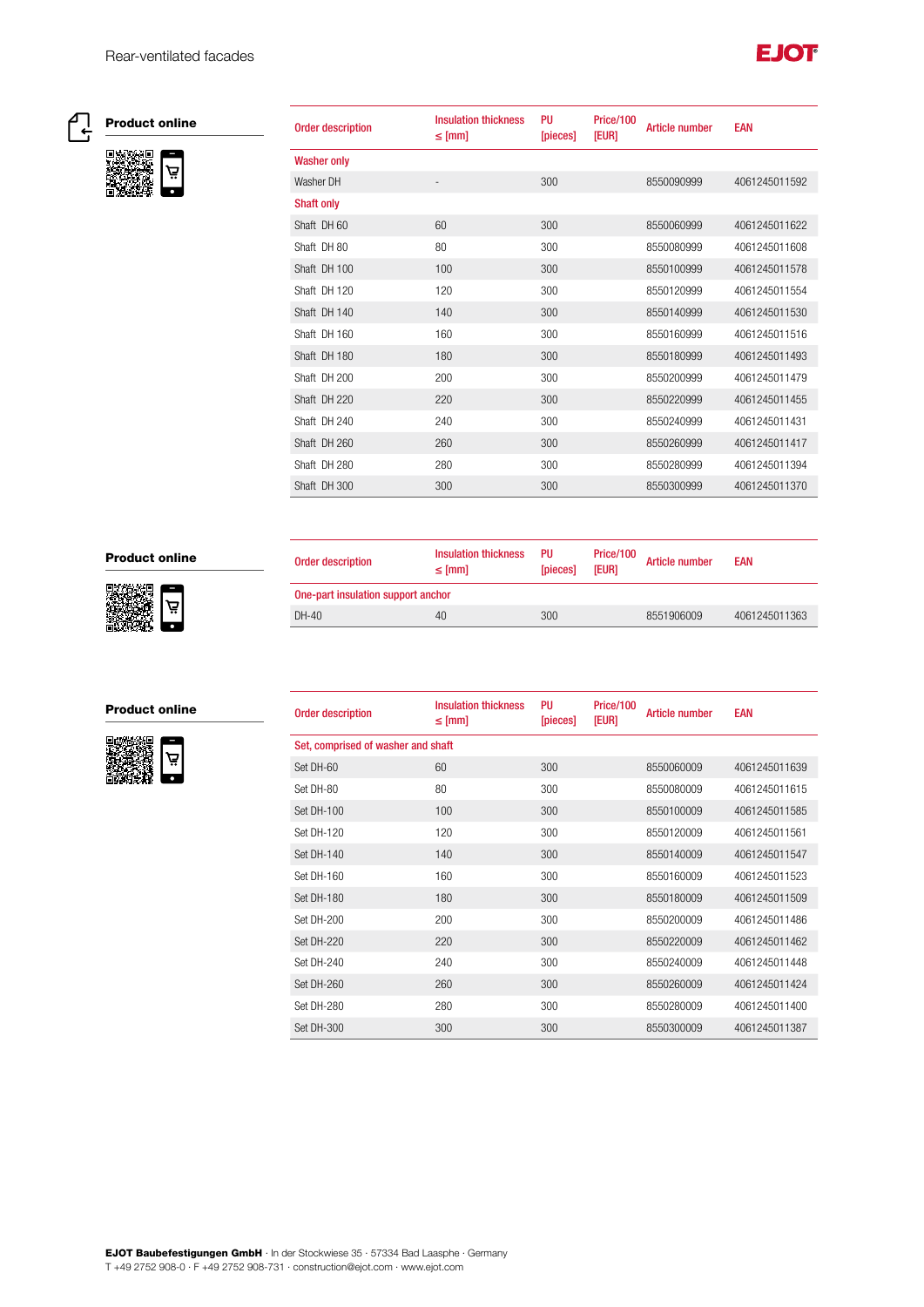**Product online**

| Order description | Insulation thickness ≤ [mm] | PU [pieces] | Price/100 [EUR] | Article number | EAN |
|---|---|---|---|---|---|
| Washer only | | | | | |
| Washer DH | - | 300 | | 8550090999 | 4061245011592 |
| Shaft only | | | | | |
| Shaft DH 60 | 60 | 300 | | 8550060999 | 4061245011622 |
| Shaft DH 80 | 80 | 300 | | 8550080999 | 4061245011608 |
| Shaft DH 100 | 100 | 300 | | 8550100999 | 4061245011578 |
| Shaft DH 120 | 120 | 300 | | 8550120999 | 4061245011554 |
| Shaft DH 140 | 140 | 300 | | 8550140999 | 4061245011530 |
| Shaft DH 160 | 160 | 300 | | 8550160999 | 4061245011516 |
| Shaft DH 180 | 180 | 300 | | 8550180999 | 4061245011493 |
| Shaft DH 200 | 200 | 300 | | 8550200999 | 4061245011479 |
| Shaft DH 220 | 220 | 300 | | 8550220999 | 4061245011455 |
| Shaft DH 240 | 240 | 300 | | 8550240999 | 4061245011431 |
| Shaft DH 260 | 260 | 300 | | 8550260999 | 4061245011417 |
| Shaft DH 280 | 280 | 300 | | 8550280999 | 4061245011394 |
| Shaft DH 300 | 300 | 300 | | 8550300999 | 4061245011370 |

**Product online**

| Order description | Insulation thickness ≤ [mm] | PU [pieces] | Price/100 [EUR] | Article number | EAN |
|---|---|---|---|---|---|
| One-part insulation support anchor | | | | | |
| DH-40 | 40 | 300 | | 8551906009 | 4061245011363 |

**Product online**

| Order description | Insulation thickness ≤ [mm] | PU [pieces] | Price/100 [EUR] | Article number | EAN |
|---|---|---|---|---|---|
| Set, comprised of washer and shaft | | | | | |
| Set DH-60 | 60 | 300 | | 8550060009 | 4061245011639 |
| Set DH-80 | 80 | 300 | | 8550080009 | 4061245011615 |
| Set DH-100 | 100 | 300 | | 8550100009 | 4061245011585 |
| Set DH-120 | 120 | 300 | | 8550120009 | 4061245011561 |
| Set DH-140 | 140 | 300 | | 8550140009 | 4061245011547 |
| Set DH-160 | 160 | 300 | | 8550160009 | 4061245011523 |
| Set DH-180 | 180 | 300 | | 8550180009 | 4061245011509 |
| Set DH-200 | 200 | 300 | | 8550200009 | 4061245011486 |
| Set DH-220 | 220 | 300 | | 8550220009 | 4061245011462 |
| Set DH-240 | 240 | 300 | | 8550240009 | 4061245011448 |
| Set DH-260 | 260 | 300 | | 8550260009 | 4061245011424 |
| Set DH-280 | 280 | 300 | | 8550280009 | 4061245011400 |
| Set DH-300 | 300 | 300 | | 8550300009 | 4061245011387 |

**EJOT Baubefestigungen GmbH** · In der Stockwiese 35 · 57334 Bad Laasphe · Germany
T +49 2752 908-0 · F +49 2752 908-731 · construction@ejot.com · www.ejot.com